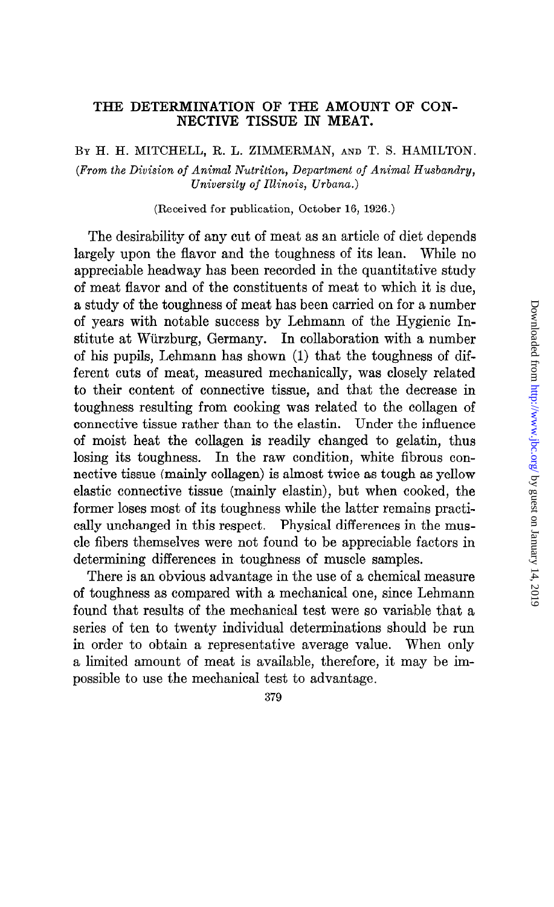# THE DETERMINATION OF THE AMOUNT OF CONNECTIVE TISSUE IN MEAT.

By H. H. MITCHELL, R. L. ZIMMERMAN, and T. S. HAMILTON.

*(From the Division of Animal Nutrition, Department of Animal Husbandry, University of Illinois, Urbana.)*

(Received for publication, October 16, 1926.)

The desirability of any cut of meat as an article of diet depends largely upon the flavor and the toughness of its lean. While no appreciable headway has been recorded in the quantitative study of meat flavor and of the constituents of meat to which it is due, a study of the toughness of meat has been carried on for a number of years with notable success by Lehmann of the Hygienic Institute at Würzburg, Germany. In collaboration with a number of his pupils, Lehmann has shown (1) that the toughness of different cuts of meat, measured mechanically, was closely related to their content of connective tissue, and that the decrease in toughness resulting from cooking was related to the collagen of connective tissue rather than to the elastin. Under the influence of moist heat the collagen is readily changed to gelatin, thus losing its toughness. In the raw condition, white fibrous connective tissue (mainly collagen) is almost twice as tough as yellow elastic connective tissue (mainly elastin), but when cooked, the former loses most of its toughness while the latter remains practically unchanged in this respect. Physical differences in the muscle fibers themselves were not found to be appreciable factors in determining differences in toughness of muscle samples.

There is an obvious advantage in the use of a chemical measure of toughness as compared with a mechanical one, since Lehmann found that results of the mechanical test were so variable that a series of ten to twenty individual determinations should be run in order to obtain a representative average value. When only a limited amount of meat is available, therefore, it may be impossible to use the mechanical test to advantage.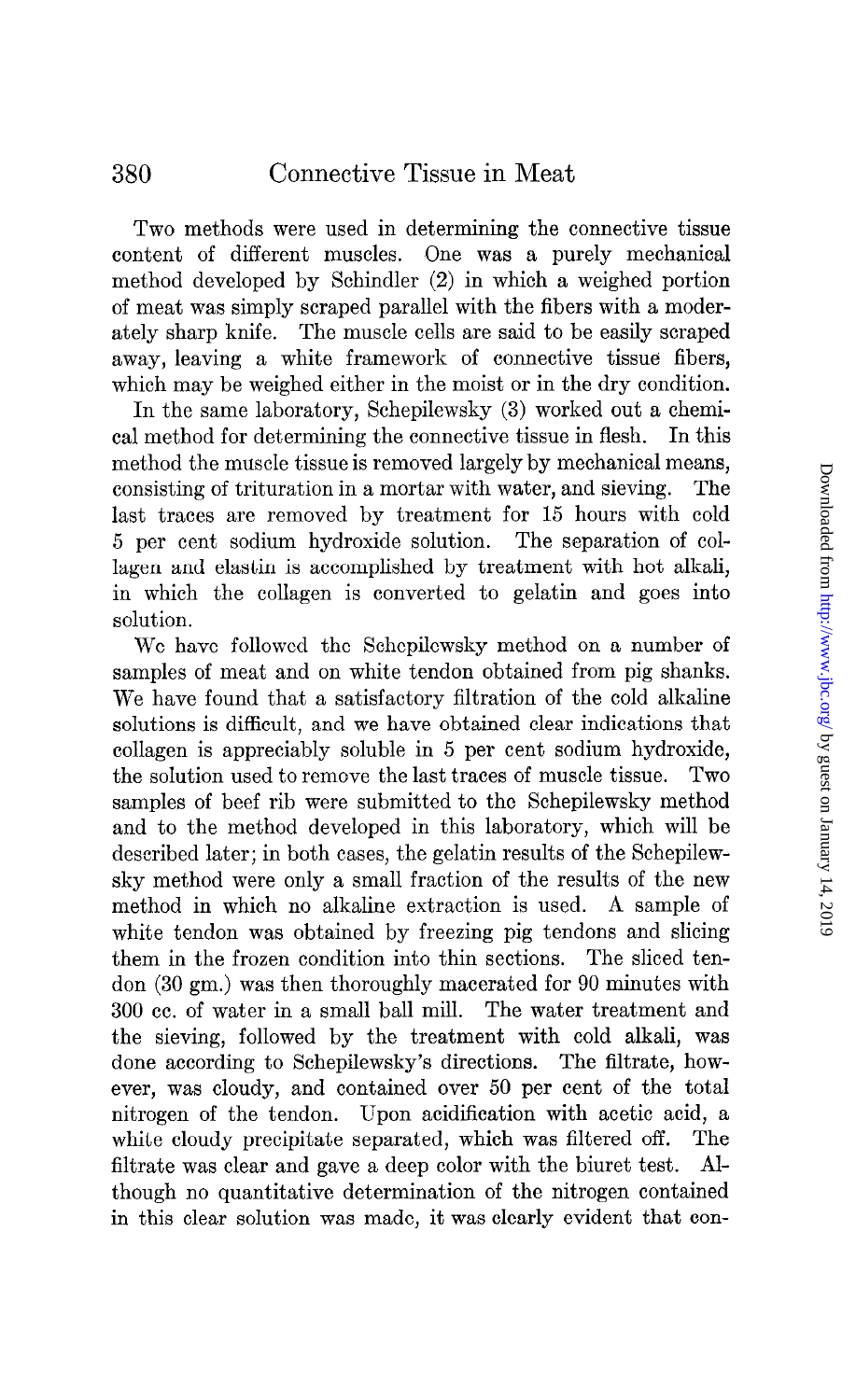Two methods were used in determining the connective tissue content of different muscles. One was a purely mechanical method developed by Schindler (2) in which a weighed portion of meat was simply scraped parallel with the fibers with a moderately sharp knife. The muscle cells are said to be easily scraped away, leaving a white framework of connective tissue fibers, which may be weighed either in the moist or in the dry condition.

In the same laboratory, Schepilewsky (3) worked out a chemical method for determining the connective tissue in flesh. In this method the muscle tissue is removed largely by mechanical means, consisting of trituration in a mortar with water, and sieving. The last traces are removed by treatment for 15 hours with cold 5 per cent sodium hydroxide solution. The separation of collagen and elastin is accomplished by treatment with hot alkali, in which the collagen is converted to gelatin and goes into solution.

We have followed the Schepilewsky method on a number of samples of meat and on white tendon obtained from pig shanks. We have found that a satisfactory filtration of the cold alkaline solutions is difficult, and we have obtained clear indications that collagen is appreciably soluble in 5 per cent sodium hydroxide, the solution used to remove the last traces of muscle tissue. Two samples of beef rib were submitted to the Schepilewsky method and to the method developed in this laboratory, which will be described later; in both cases, the gelatin results of the Schepilewsky method were only a small fraction of the results of the new method in which no alkaline extraction is used. A sample of white tendon was obtained by freezing pig tendons and slicing them in the frozen condition into thin sections. The sliced tendon (30 gm.) was then thoroughly macerated for 90 minutes with 300 cc. of water in a small ball mill. The water treatment and the sieving, followed by the treatment with cold alkali, was done according to Schepilewsky's directions. The filtrate, however, was cloudy, and contained over 50 per cent of the total nitrogen of the tendon. Upon acidification with acetic acid, a white cloudy precipitate separated, which was filtered off. The filtrate was clear and gave a deep color with the biuret test. Although no quantitative determination of the nitrogen contained in this clear solution was made, it was clearly evident that con-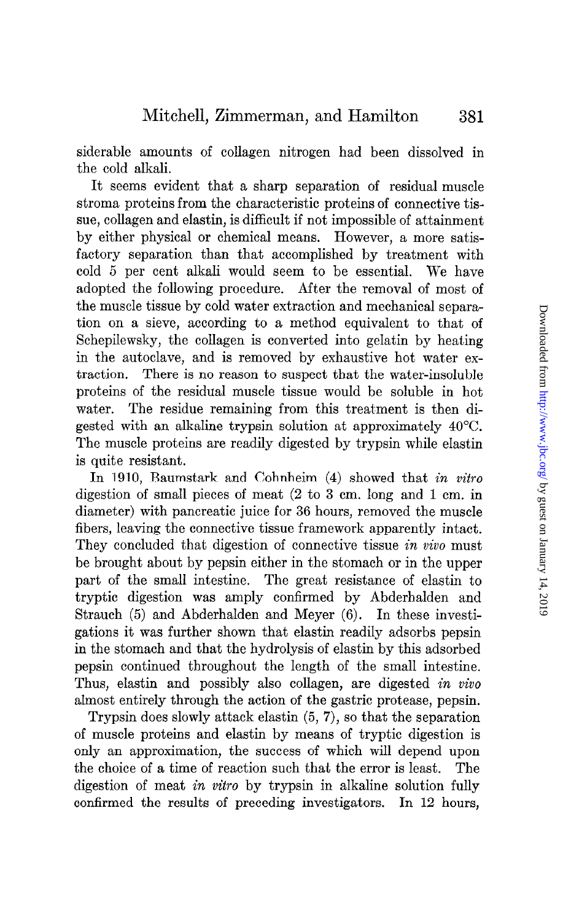siderable amounts of collagen nitrogen had been dissolved in the cold alkali.

It seems evident that a sharp separation of residual muscle stroma proteins from the characteristic proteins of connective tissue, collagen and elastin, is difficult if not impossible of attainment by either physical or chemical means. However, a more satisfactory separation than that accomplished by treatment with cold 5 per cent alkali would seem to be essential. We have adopted the following procedure. After the removal of most of the muscle tissue by cold water extraction and mechanical separation on a sieve, according to a method equivalent to that of Schepilewsky, the collagen is converted into gelatin by heating in the autoclave, and is removed by exhaustive hot water extraction. There is no reason to suspect that the water-insoluble proteins of the residual muscle tissue would be soluble in hot water. The residue remaining from this treatment is then digested with an alkaline trypsin solution at approximately 40°C. The muscle proteins are readily digested by trypsin while elastin is quite resistant.

In 1910, Baumstark and Cohnheim (4) showed that *in vitro* digestion of small pieces of meat (2 to 3 cm. long and 1 cm. in diameter) with pancreatic juice for 36 hours, removed the muscle fibers, leaving the connective tissue framework apparently intact. They concluded that digestion of connective tissue *in vivo* must be brought about by pepsin either in the stomach or in the upper part of the small intestine. The great resistance of elastin to tryptic digestion was amply confirmed by Abderhalden and Strauch (5) and Abderhalden and Meyer (6). In these investigations it was further shown that elastin readily adsorbs pepsin in the stomach and that the hydrolysis of elastin by this adsorbed pepsin continued throughout the length of the small intestine. Thus, elastin and possibly also collagen, are digested *in vivo* almost entirely through the action of the gastric protease, pepsin.

Trypsin does slowly attack elastin (5, 7), so that the separation of muscle proteins and elastin by means of tryptic digestion is only an approximation, the success of which will depend upon the choice of a time of reaction such that the error is least. The digestion of meat *in vitro* by trypsin in alkaline solution fully confirmed the results of preceding investigators. In 12 hours,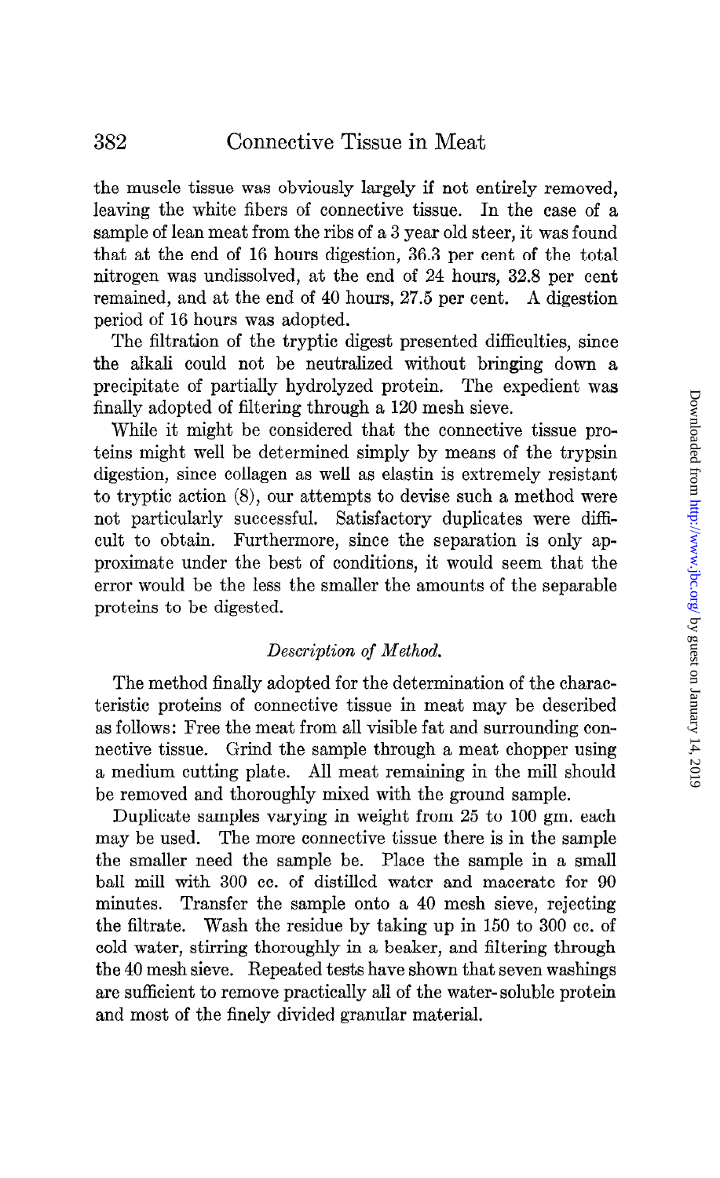the muscle tissue was obviously largely if not entirely removed, leaving the white fibers of connective tissue. In the case of a sample of lean meat from the ribs of a 3 year old steer, it was found that at the end of 16 hours digestion, 36.3 per cent of the total nitrogen was undissolved, at the end of 24 hours, 32.8 per cent remained, and at the end of 40 hours, 27.5 per cent. A digestion period of 16 hours was adopted.

The filtration of the tryptic digest presented difficulties, since the alkali could not be neutralized without bringing down a precipitate of partially hydrolyzed protein. The expedient was finally adopted of filtering through a 120 mesh sieve.

While it might be considered that the connective tissue proteins might well be determined simply by means of the trypsin digestion, since collagen as well as elastin is extremely resistant to tryptic action (8), our attempts to devise such a method were not particularly successful. Satisfactory duplicates were difficult to obtain. Furthermore, since the separation is only approximate under the best of conditions, it would seem that the error would be the less the smaller the amounts of the separable proteins to be digested.

### *Description of Method.*

The method finally adopted for the determination of the characteristic proteins of connective tissue in meat may be described as follows: Free the meat from all visible fat and surrounding connective tissue. Grind the sample through a meat chopper using a medium cutting plate. All meat remaining in the mill should be removed and thoroughly mixed with the ground sample.

Duplicate samples varying in weight from 25 to 100 gm. each may be used. The more connective tissue there is in the sample the smaller need the sample be. Place the sample in a small ball mill with 300 cc. of distilled water and macerate for 90 minutes. Transfer the sample onto a 40 mesh sieve, rejecting the filtrate. Wash the residue by taking up in 150 to 300 cc. of cold water, stirring thoroughly in a beaker, and filtering through the 40 mesh sieve. Repeated tests have shown that seven washings are sufficient to remove practically all of the water-soluble protein and most of the finely divided granular material.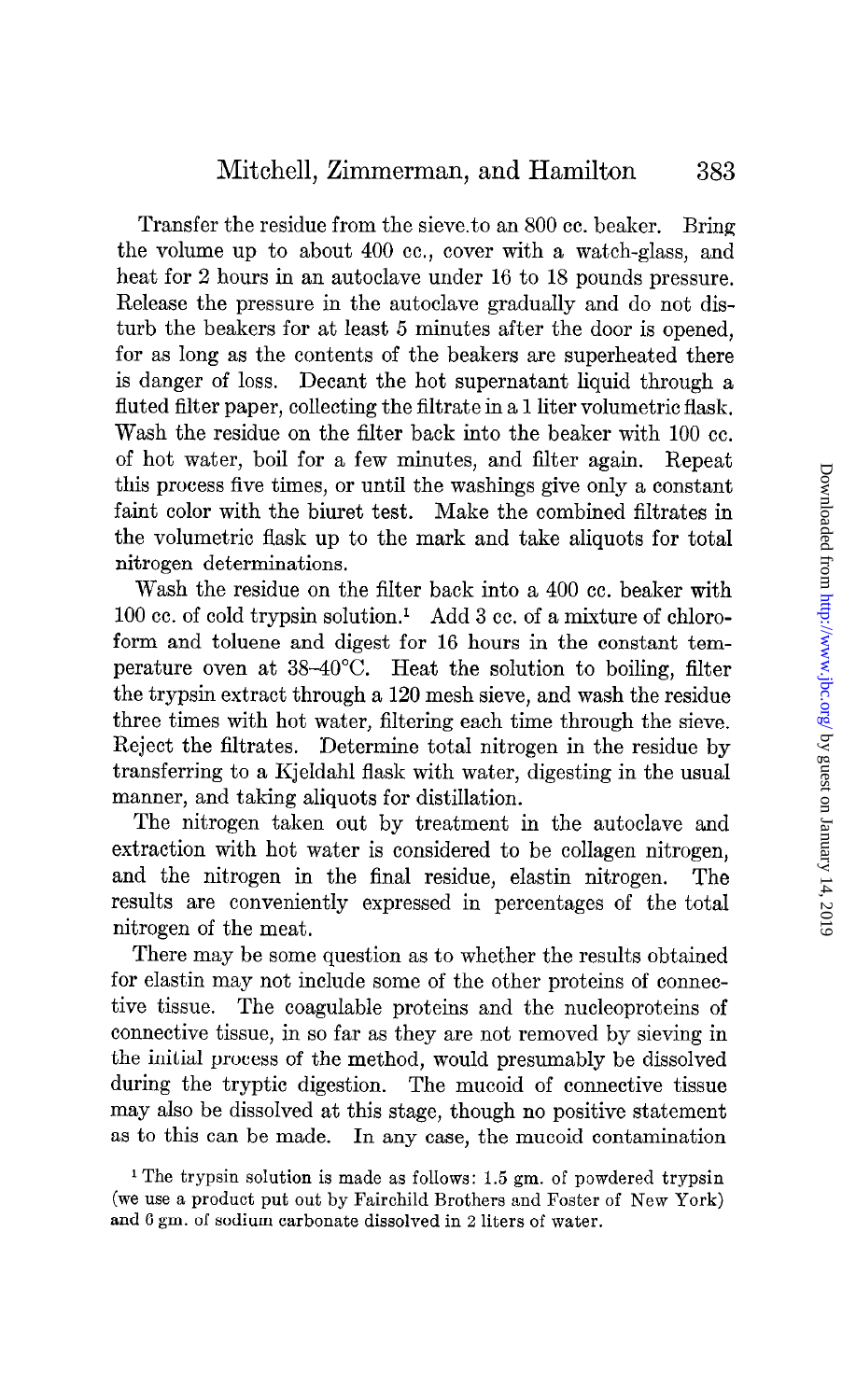Transfer the residue from the sieve to an 800 cc. beaker. Bring the volume up to about 400 cc., cover with a watch-glass, and heat for 2 hours in an autoclave under 16 to 18 pounds pressure. Release the pressure in the autoclave gradually and do not disturb the beakers for at least 5 minutes after the door is opened, for as long as the contents of the beakers are superheated there is danger of loss. Decant the hot supernatant liquid through a fluted filter paper, collecting the filtrate in a 1 liter volumetric flask. Wash the residue on the filter back into the beaker with 100 cc. of hot water, boil for a few minutes, and filter again. Repeat this process five times, or until the washings give only a constant faint color with the biuret test. Make the combined filtrates in the volumetric flask up to the mark and take aliquots for total nitrogen determinations.

Wash the residue on the filter back into a 400 cc. beaker with 100 cc. of cold trypsin solution.[1] Add 3 cc. of a mixture of chloroform and toluene and digest for 16 hours in the constant temperature oven at 38–40°C. Heat the solution to boiling, filter the trypsin extract through a 120 mesh sieve, and wash the residue three times with hot water, filtering each time through the sieve. Reject the filtrates. Determine total nitrogen in the residue by transferring to a Kjeldahl flask with water, digesting in the usual manner, and taking aliquots for distillation.

The nitrogen taken out by treatment in the autoclave and extraction with hot water is considered to be collagen nitrogen, and the nitrogen in the final residue, elastin nitrogen. The results are conveniently expressed in percentages of the total nitrogen of the meat.

There may be some question as to whether the results obtained for elastin may not include some of the other proteins of connective tissue. The coagulable proteins and the nucleoproteins of connective tissue, in so far as they are not removed by sieving in the initial process of the method, would presumably be dissolved during the tryptic digestion. The mucoid of connective tissue may also be dissolved at this stage, though no positive statement as to this can be made. In any case, the mucoid contamination

[1] The trypsin solution is made as follows: 1.5 gm. of powdered trypsin (we use a product put out by Fairchild Brothers and Foster of New York) and 6 gm. of sodium carbonate dissolved in 2 liters of water.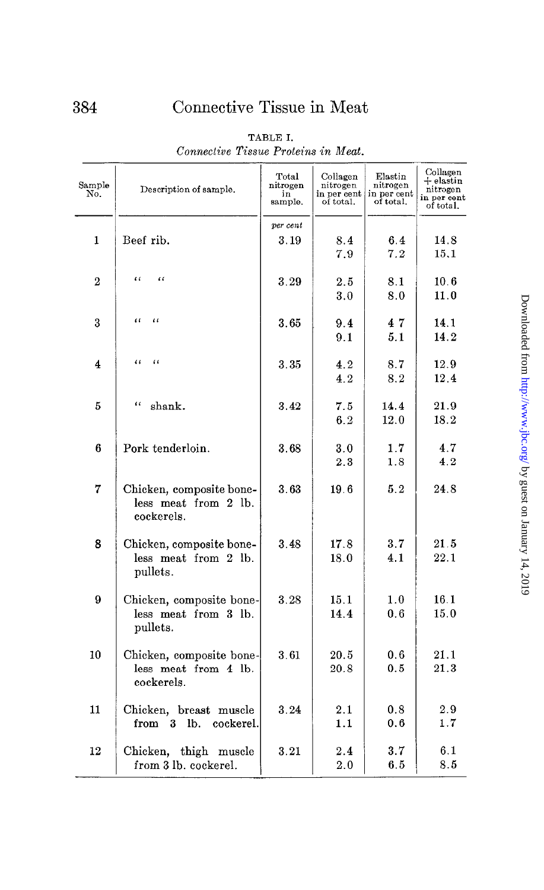TABLE I.

*Connective Tissue Proteins in Meat.*

| Sample No. | Description of sample. | Total nitrogen in sample. | Collagen nitrogen in per cent of total. | Elastin nitrogen in per cent of total. | Collagen + elastin nitrogen in per cent of total. |
|---|---|---|---|---|---|
| | | *per cent* | | | |
| 1 | Beef rib. | 3.19 | 8.4 | 6.4 | 14.8 |
| | | | 7.9 | 7.2 | 15.1 |
| 2 | " " | 3.29 | 2.5 | 8.1 | 10.6 |
| | | | 3.0 | 8.0 | 11.0 |
| 3 | " " | 3.65 | 9.4 | 4 7 | 14.1 |
| | | | 9.1 | 5.1 | 14.2 |
| 4 | " " | 3.35 | 4.2 | 8.7 | 12.9 |
| | | | 4.2 | 8.2 | 12.4 |
| 5 | " shank. | 3.42 | 7.5 | 14.4 | 21.9 |
| | | | 6.2 | 12.0 | 18.2 |
| 6 | Pork tenderloin. | 3.68 | 3.0 | 1.7 | 4.7 |
| | | | 2.3 | 1.8 | 4.2 |
| 7 | Chicken, composite boneless meat from 2 lb. cockerels. | 3.63 | 19.6 | 5.2 | 24.8 |
| 8 | Chicken, composite boneless meat from 2 lb. pullets. | 3.48 | 17.8 | 3.7 | 21.5 |
| | | | 18.0 | 4.1 | 22.1 |
| 9 | Chicken, composite boneless meat from 3 lb. pullets. | 3.28 | 15.1 | 1.0 | 16.1 |
| | | | 14.4 | 0.6 | 15.0 |
| 10 | Chicken, composite boneless meat from 4 lb. cockerels. | 3.61 | 20.5 | 0.6 | 21.1 |
| | | | 20.8 | 0.5 | 21.3 |
| 11 | Chicken, breast muscle from 3 lb. cockerel. | 3.24 | 2.1 | 0.8 | 2.9 |
| | | | 1.1 | 0.6 | 1.7 |
| 12 | Chicken, thigh muscle from 3 lb. cockerel. | 3.21 | 2.4 | 3.7 | 6.1 |
| | | | 2.0 | 6.5 | 8.5 |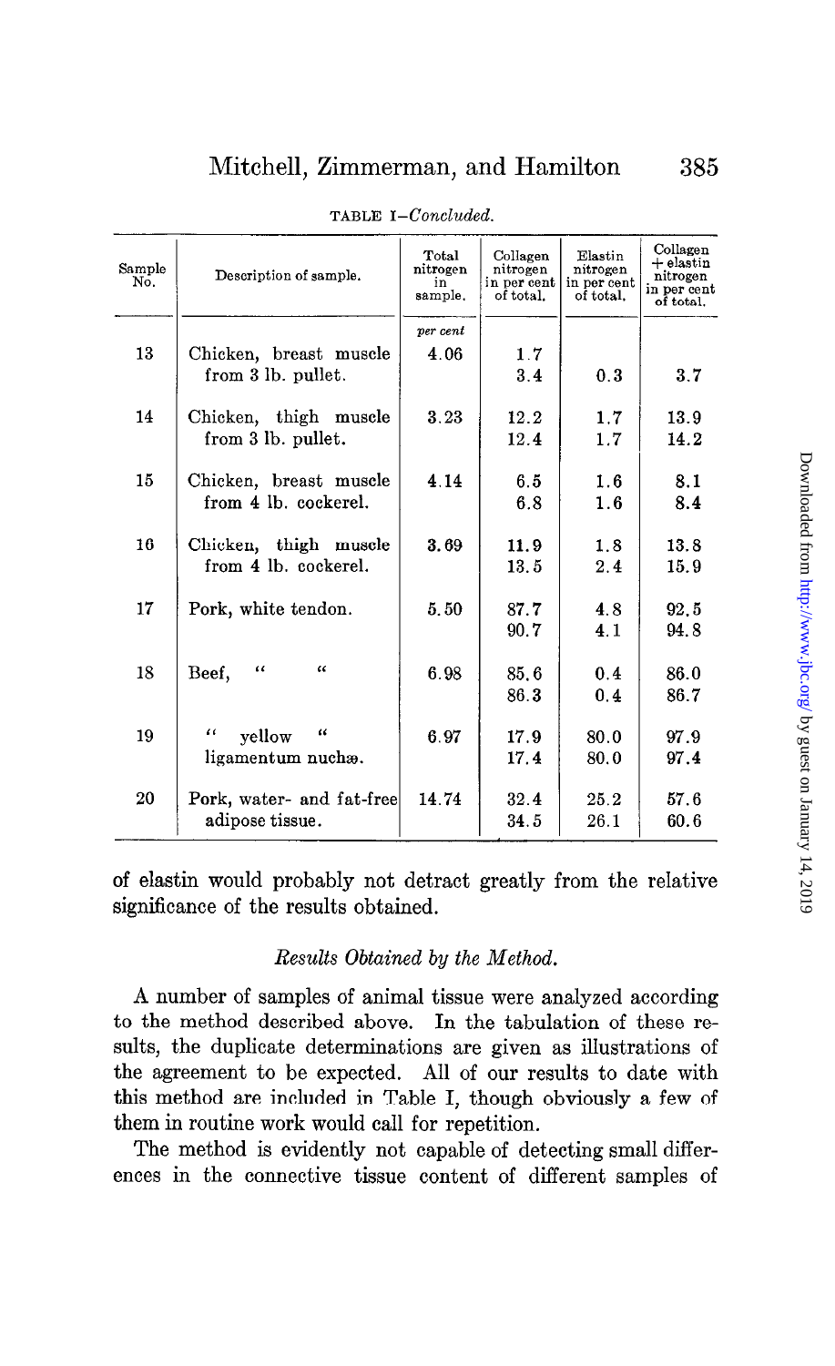TABLE I—*Concluded.*

| Sample No. | Description of sample. | Total nitrogen in sample. | Collagen nitrogen in per cent of total. | Elastin nitrogen in per cent of total. | Collagen + elastin nitrogen in per cent of total. |
|---|---|---|---|---|---|
| | | *per cent* | | | |
| 13 | Chicken, breast muscle from 3 lb. pullet. | 4.06 | 1.7 | | |
| | | | 3.4 | 0.3 | 3.7 |
| 14 | Chicken, thigh muscle from 3 lb. pullet. | 3.23 | 12.2 | 1.7 | 13.9 |
| | | | 12.4 | 1.7 | 14.2 |
| 15 | Chicken, breast muscle from 4 lb. cockerel. | 4.14 | 6.5 | 1.6 | 8.1 |
| | | | 6.8 | 1.6 | 8.4 |
| 16 | Chicken, thigh muscle from 4 lb. cockerel. | 3.69 | 11.9 | 1.8 | 13.8 |
| | | | 13.5 | 2.4 | 15.9 |
| 17 | Pork, white tendon. | 5.50 | 87.7 | 4.8 | 92.5 |
| | | | 90.7 | 4.1 | 94.8 |
| 18 | Beef, " " | 6.98 | 85.6 | 0.4 | 86.0 |
| | | | 86.3 | 0.4 | 86.7 |
| 19 | " yellow " ligamentum nuchæ. | 6.97 | 17.9 | 80.0 | 97.9 |
| | | | 17.4 | 80.0 | 97.4 |
| 20 | Pork, water- and fat-free adipose tissue. | 14.74 | 32.4 | 25.2 | 57.6 |
| | | | 34.5 | 26.1 | 60.6 |

of elastin would probably not detract greatly from the relative significance of the results obtained.

### *Results Obtained by the Method.*

A number of samples of animal tissue were analyzed according to the method described above. In the tabulation of these results, the duplicate determinations are given as illustrations of the agreement to be expected. All of our results to date with this method are included in Table I, though obviously a few of them in routine work would call for repetition.

The method is evidently not capable of detecting small differences in the connective tissue content of different samples of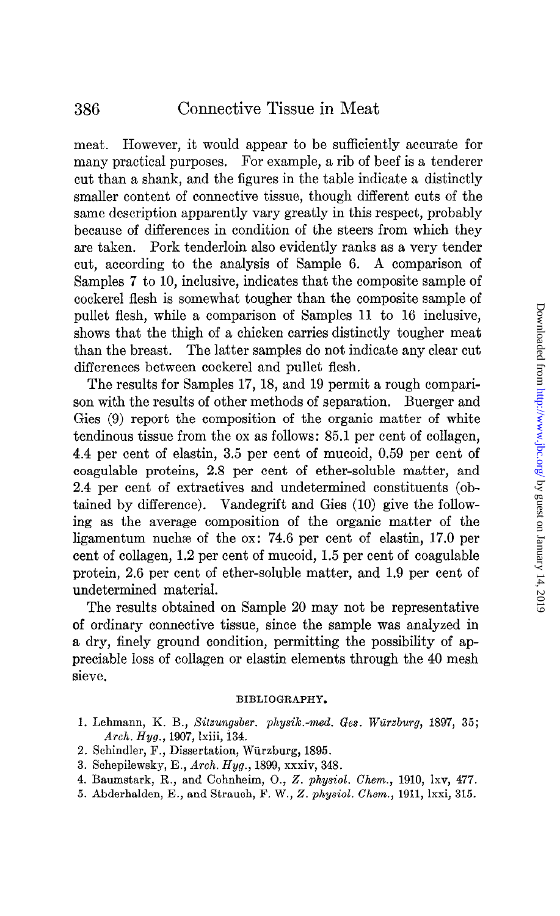meat. However, it would appear to be sufficiently accurate for many practical purposes. For example, a rib of beef is a tenderer cut than a shank, and the figures in the table indicate a distinctly smaller content of connective tissue, though different cuts of the same description apparently vary greatly in this respect, probably because of differences in condition of the steers from which they are taken. Pork tenderloin also evidently ranks as a very tender cut, according to the analysis of Sample 6. A comparison of Samples 7 to 10, inclusive, indicates that the composite sample of cockerel flesh is somewhat tougher than the composite sample of pullet flesh, while a comparison of Samples 11 to 16 inclusive, shows that the thigh of a chicken carries distinctly tougher meat than the breast. The latter samples do not indicate any clear cut differences between cockerel and pullet flesh.

The results for Samples 17, 18, and 19 permit a rough comparison with the results of other methods of separation. Buerger and Gies (9) report the composition of the organic matter of white tendinous tissue from the ox as follows: 85.1 per cent of collagen, 4.4 per cent of elastin, 3.5 per cent of mucoid, 0.59 per cent of coagulable proteins, 2.8 per cent of ether-soluble matter, and 2.4 per cent of extractives and undetermined constituents (obtained by difference). Vandegrift and Gies (10) give the following as the average composition of the organic matter of the ligamentum nuchæ of the ox: 74.6 per cent of elastin, 17.0 per cent of collagen, 1.2 per cent of mucoid, 1.5 per cent of coagulable protein, 2.6 per cent of ether-soluble matter, and 1.9 per cent of undetermined material.

The results obtained on Sample 20 may not be representative of ordinary connective tissue, since the sample was analyzed in a dry, finely ground condition, permitting the possibility of appreciable loss of collagen or elastin elements through the 40 mesh sieve.

## BIBLIOGRAPHY.

1. Lehmann, K. B., *Sitzungsber. physik.-med. Ges. Würzburg*, 1897, 35; *Arch. Hyg.*, 1907, lxiii, 134.
2. Schindler, F., Dissertation, Würzburg, 1895.
3. Schepilewsky, E., *Arch. Hyg.*, 1899, xxxiv, 348.
4. Baumstark, R., and Cohnheim, O., *Z. physiol. Chem.*, 1910, lxv, 477.
5. Abderhalden, E., and Strauch, F. W., *Z. physiol. Chem.*, 1911, lxxi, 315.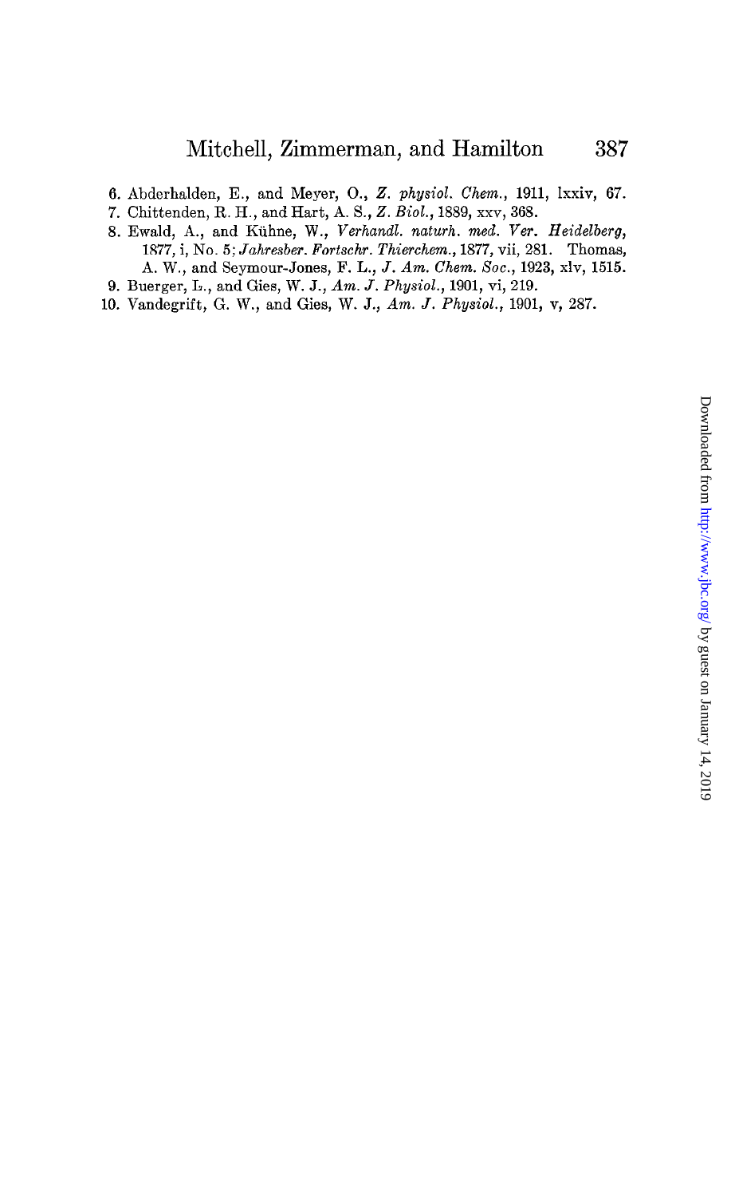6. Abderhalden, E., and Meyer, O., *Z. physiol. Chem.*, 1911, lxxiv, 67.
7. Chittenden, R. H., and Hart, A. S., *Z. Biol.*, 1889, xxv, 368.
8. Ewald, A., and Kühne, W., *Verhandl. naturh. med. Ver. Heidelberg*, 1877, i, No. 5; *Jahresber. Fortschr. Thierchem.*, 1877, vii, 281. Thomas, A. W., and Seymour-Jones, F. L., *J. Am. Chem. Soc.*, 1923, xlv, 1515.
9. Buerger, L., and Gies, W. J., *Am. J. Physiol.*, 1901, vi, 219.
10. Vandegrift, G. W., and Gies, W. J., *Am. J. Physiol.*, 1901, v, 287.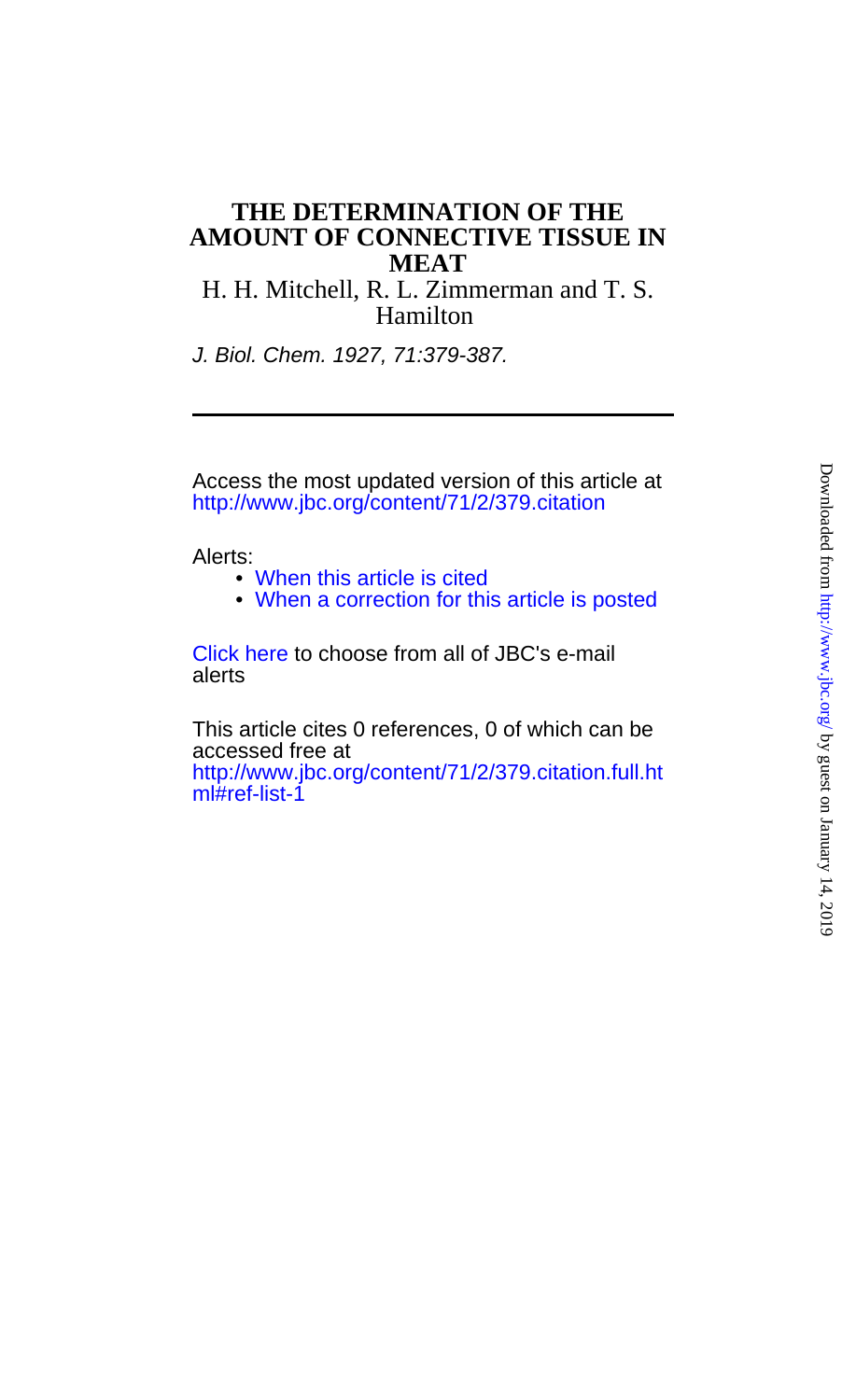# THE DETERMINATION OF THE AMOUNT OF CONNECTIVE TISSUE IN MEAT

H. H. Mitchell, R. L. Zimmerman and T. S. Hamilton

*J. Biol. Chem. 1927, 71:379-387.*

---

Access the most updated version of this article at http://www.jbc.org/content/71/2/379.citation

Alerts:

- When this article is cited
- When a correction for this article is posted

Click here to choose from all of JBC's e-mail alerts

This article cites 0 references, 0 of which can be accessed free at http://www.jbc.org/content/71/2/379.citation.full.html#ref-list-1

Downloaded from http://www.jbc.org/ by guest on January 14, 2019